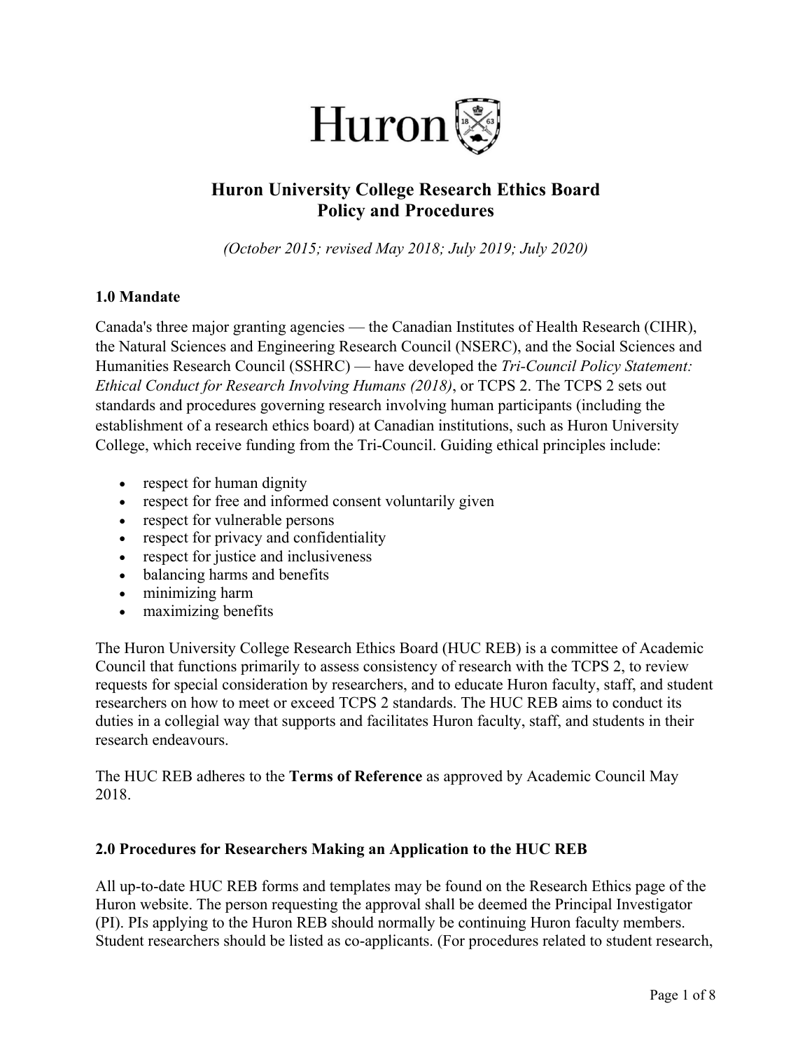# Huron University College Research Ethics Board
# Policy and Procedures

*(October 2015; revised May 2018; July 2019; July 2020)*

## 1.0 Mandate

Canada's three major granting agencies — the Canadian Institutes of Health Research (CIHR), the Natural Sciences and Engineering Research Council (NSERC), and the Social Sciences and Humanities Research Council (SSHRC) — have developed the *Tri-Council Policy Statement: Ethical Conduct for Research Involving Humans (2018)*, or TCPS 2. The TCPS 2 sets out standards and procedures governing research involving human participants (including the establishment of a research ethics board) at Canadian institutions, such as Huron University College, which receive funding from the Tri-Council. Guiding ethical principles include:

- respect for human dignity
- respect for free and informed consent voluntarily given
- respect for vulnerable persons
- respect for privacy and confidentiality
- respect for justice and inclusiveness
- balancing harms and benefits
- minimizing harm
- maximizing benefits

The Huron University College Research Ethics Board (HUC REB) is a committee of Academic Council that functions primarily to assess consistency of research with the TCPS 2, to review requests for special consideration by researchers, and to educate Huron faculty, staff, and student researchers on how to meet or exceed TCPS 2 standards. The HUC REB aims to conduct its duties in a collegial way that supports and facilitates Huron faculty, staff, and students in their research endeavours.

The HUC REB adheres to the **Terms of Reference** as approved by Academic Council May 2018.

## 2.0 Procedures for Researchers Making an Application to the HUC REB

All up-to-date HUC REB forms and templates may be found on the Research Ethics page of the Huron website. The person requesting the approval shall be deemed the Principal Investigator (PI). PIs applying to the Huron REB should normally be continuing Huron faculty members. Student researchers should be listed as co-applicants. (For procedures related to student research,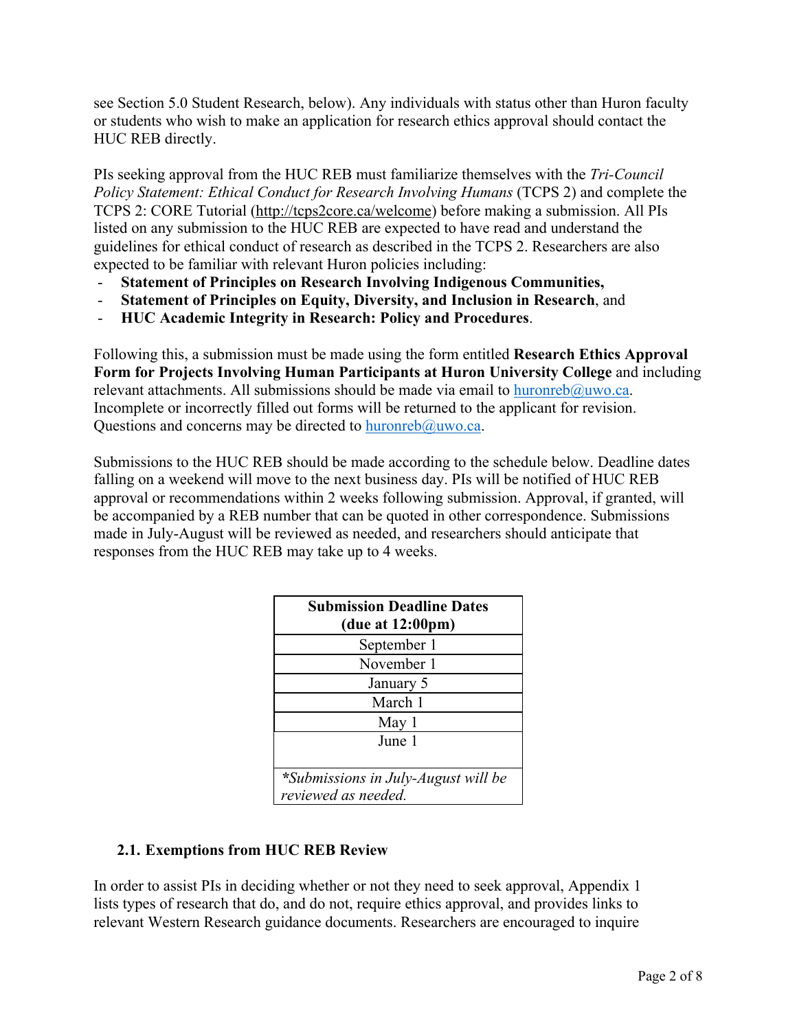see Section 5.0 Student Research, below). Any individuals with status other than Huron faculty or students who wish to make an application for research ethics approval should contact the HUC REB directly.

PIs seeking approval from the HUC REB must familiarize themselves with the *Tri-Council Policy Statement: Ethical Conduct for Research Involving Humans* (TCPS 2) and complete the TCPS 2: CORE Tutorial (http://tcps2core.ca/welcome) before making a submission. All PIs listed on any submission to the HUC REB are expected to have read and understand the guidelines for ethical conduct of research as described in the TCPS 2. Researchers are also expected to be familiar with relevant Huron policies including:

- **Statement of Principles on Research Involving Indigenous Communities,**
- **Statement of Principles on Equity, Diversity, and Inclusion in Research**, and
- **HUC Academic Integrity in Research: Policy and Procedures**.

Following this, a submission must be made using the form entitled **Research Ethics Approval Form for Projects Involving Human Participants at Huron University College** and including relevant attachments. All submissions should be made via email to huronreb@uwo.ca. Incomplete or incorrectly filled out forms will be returned to the applicant for revision. Questions and concerns may be directed to huronreb@uwo.ca.

Submissions to the HUC REB should be made according to the schedule below. Deadline dates falling on a weekend will move to the next business day. PIs will be notified of HUC REB approval or recommendations within 2 weeks following submission. Approval, if granted, will be accompanied by a REB number that can be quoted in other correspondence. Submissions made in July-August will be reviewed as needed, and researchers should anticipate that responses from the HUC REB may take up to 4 weeks.

| Submission Deadline Dates (due at 12:00pm) |
|---|
| September 1 |
| November 1 |
| January 5 |
| March 1 |
| May 1 |
| June 1 |
| *\*Submissions in July-August will be reviewed as needed.* |

### 2.1. Exemptions from HUC REB Review

In order to assist PIs in deciding whether or not they need to seek approval, Appendix 1 lists types of research that do, and do not, require ethics approval, and provides links to relevant Western Research guidance documents. Researchers are encouraged to inquire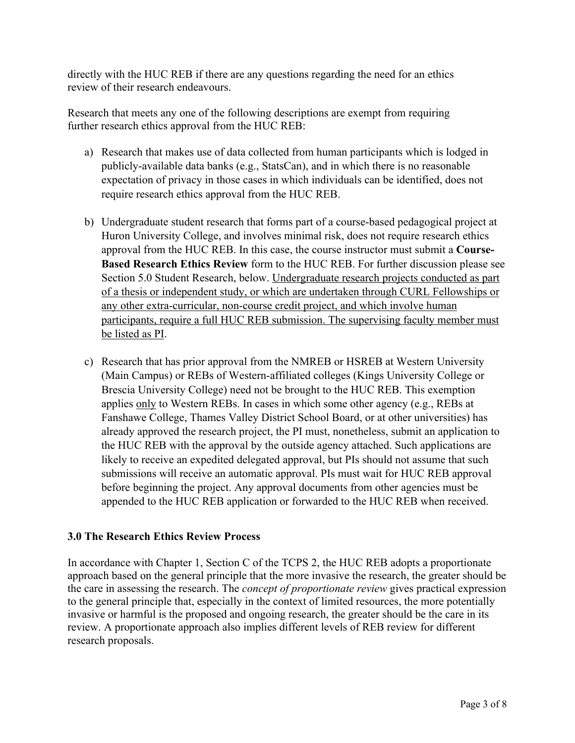directly with the HUC REB if there are any questions regarding the need for an ethics review of their research endeavours.

Research that meets any one of the following descriptions are exempt from requiring further research ethics approval from the HUC REB:

a) Research that makes use of data collected from human participants which is lodged in publicly-available data banks (e.g., StatsCan), and in which there is no reasonable expectation of privacy in those cases in which individuals can be identified, does not require research ethics approval from the HUC REB.

b) Undergraduate student research that forms part of a course-based pedagogical project at Huron University College, and involves minimal risk, does not require research ethics approval from the HUC REB. In this case, the course instructor must submit a **Course-Based Research Ethics Review** form to the HUC REB. For further discussion please see Section 5.0 Student Research, below. <u>Undergraduate research projects conducted as part of a thesis or independent study, or which are undertaken through CURL Fellowships or any other extra-curricular, non-course credit project, and which involve human participants, require a full HUC REB submission. The supervising faculty member must be listed as PI</u>.

c) Research that has prior approval from the NMREB or HSREB at Western University (Main Campus) or REBs of Western-affiliated colleges (Kings University College or Brescia University College) need not be brought to the HUC REB. This exemption applies <u>only</u> to Western REBs. In cases in which some other agency (e.g., REBs at Fanshawe College, Thames Valley District School Board, or at other universities) has already approved the research project, the PI must, nonetheless, submit an application to the HUC REB with the approval by the outside agency attached. Such applications are likely to receive an expedited delegated approval, but PIs should not assume that such submissions will receive an automatic approval. PIs must wait for HUC REB approval before beginning the project. Any approval documents from other agencies must be appended to the HUC REB application or forwarded to the HUC REB when received.

## 3.0 The Research Ethics Review Process

In accordance with Chapter 1, Section C of the TCPS 2, the HUC REB adopts a proportionate approach based on the general principle that the more invasive the research, the greater should be the care in assessing the research. The *concept of proportionate review* gives practical expression to the general principle that, especially in the context of limited resources, the more potentially invasive or harmful is the proposed and ongoing research, the greater should be the care in its review. A proportionate approach also implies different levels of REB review for different research proposals.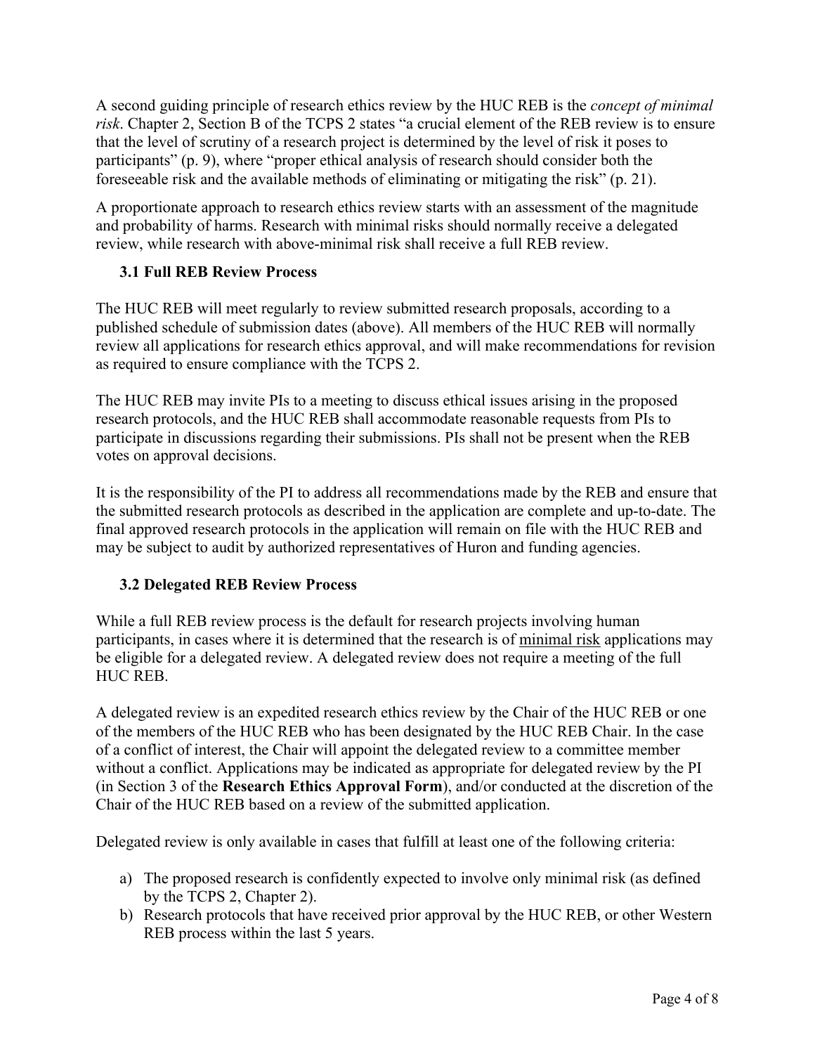A second guiding principle of research ethics review by the HUC REB is the *concept of minimal risk*. Chapter 2, Section B of the TCPS 2 states "a crucial element of the REB review is to ensure that the level of scrutiny of a research project is determined by the level of risk it poses to participants" (p. 9), where "proper ethical analysis of research should consider both the foreseeable risk and the available methods of eliminating or mitigating the risk" (p. 21).

A proportionate approach to research ethics review starts with an assessment of the magnitude and probability of harms. Research with minimal risks should normally receive a delegated review, while research with above-minimal risk shall receive a full REB review.

### 3.1 Full REB Review Process

The HUC REB will meet regularly to review submitted research proposals, according to a published schedule of submission dates (above). All members of the HUC REB will normally review all applications for research ethics approval, and will make recommendations for revision as required to ensure compliance with the TCPS 2.

The HUC REB may invite PIs to a meeting to discuss ethical issues arising in the proposed research protocols, and the HUC REB shall accommodate reasonable requests from PIs to participate in discussions regarding their submissions. PIs shall not be present when the REB votes on approval decisions.

It is the responsibility of the PI to address all recommendations made by the REB and ensure that the submitted research protocols as described in the application are complete and up-to-date. The final approved research protocols in the application will remain on file with the HUC REB and may be subject to audit by authorized representatives of Huron and funding agencies.

### 3.2 Delegated REB Review Process

While a full REB review process is the default for research projects involving human participants, in cases where it is determined that the research is of <u>minimal risk</u> applications may be eligible for a delegated review. A delegated review does not require a meeting of the full HUC REB.

A delegated review is an expedited research ethics review by the Chair of the HUC REB or one of the members of the HUC REB who has been designated by the HUC REB Chair. In the case of a conflict of interest, the Chair will appoint the delegated review to a committee member without a conflict. Applications may be indicated as appropriate for delegated review by the PI (in Section 3 of the **Research Ethics Approval Form**), and/or conducted at the discretion of the Chair of the HUC REB based on a review of the submitted application.

Delegated review is only available in cases that fulfill at least one of the following criteria:

a) The proposed research is confidently expected to involve only minimal risk (as defined by the TCPS 2, Chapter 2).
b) Research protocols that have received prior approval by the HUC REB, or other Western REB process within the last 5 years.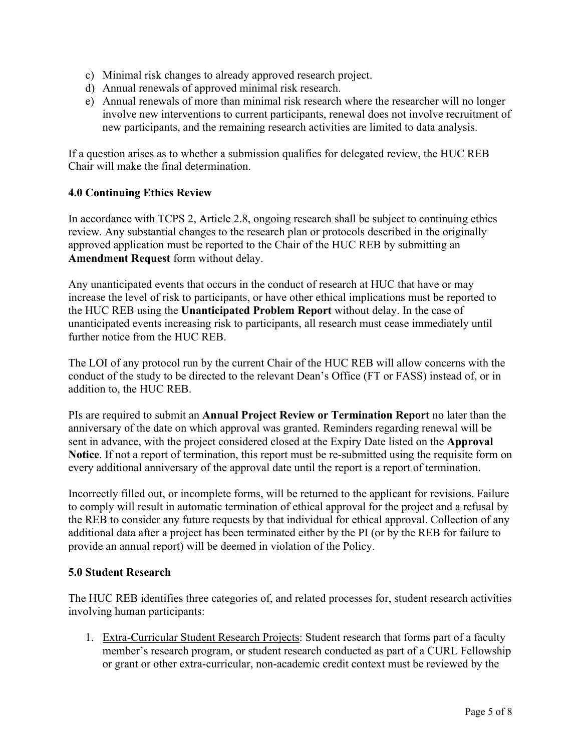c) Minimal risk changes to already approved research project.
d) Annual renewals of approved minimal risk research.
e) Annual renewals of more than minimal risk research where the researcher will no longer involve new interventions to current participants, renewal does not involve recruitment of new participants, and the remaining research activities are limited to data analysis.

If a question arises as to whether a submission qualifies for delegated review, the HUC REB Chair will make the final determination.

## 4.0 Continuing Ethics Review

In accordance with TCPS 2, Article 2.8, ongoing research shall be subject to continuing ethics review. Any substantial changes to the research plan or protocols described in the originally approved application must be reported to the Chair of the HUC REB by submitting an **Amendment Request** form without delay.

Any unanticipated events that occurs in the conduct of research at HUC that have or may increase the level of risk to participants, or have other ethical implications must be reported to the HUC REB using the **Unanticipated Problem Report** without delay. In the case of unanticipated events increasing risk to participants, all research must cease immediately until further notice from the HUC REB.

The LOI of any protocol run by the current Chair of the HUC REB will allow concerns with the conduct of the study to be directed to the relevant Dean's Office (FT or FASS) instead of, or in addition to, the HUC REB.

PIs are required to submit an **Annual Project Review or Termination Report** no later than the anniversary of the date on which approval was granted. Reminders regarding renewal will be sent in advance, with the project considered closed at the Expiry Date listed on the **Approval Notice**. If not a report of termination, this report must be re-submitted using the requisite form on every additional anniversary of the approval date until the report is a report of termination.

Incorrectly filled out, or incomplete forms, will be returned to the applicant for revisions. Failure to comply will result in automatic termination of ethical approval for the project and a refusal by the REB to consider any future requests by that individual for ethical approval. Collection of any additional data after a project has been terminated either by the PI (or by the REB for failure to provide an annual report) will be deemed in violation of the Policy.

## 5.0 Student Research

The HUC REB identifies three categories of, and related processes for, student research activities involving human participants:

1. Extra-Curricular Student Research Projects: Student research that forms part of a faculty member's research program, or student research conducted as part of a CURL Fellowship or grant or other extra-curricular, non-academic credit context must be reviewed by the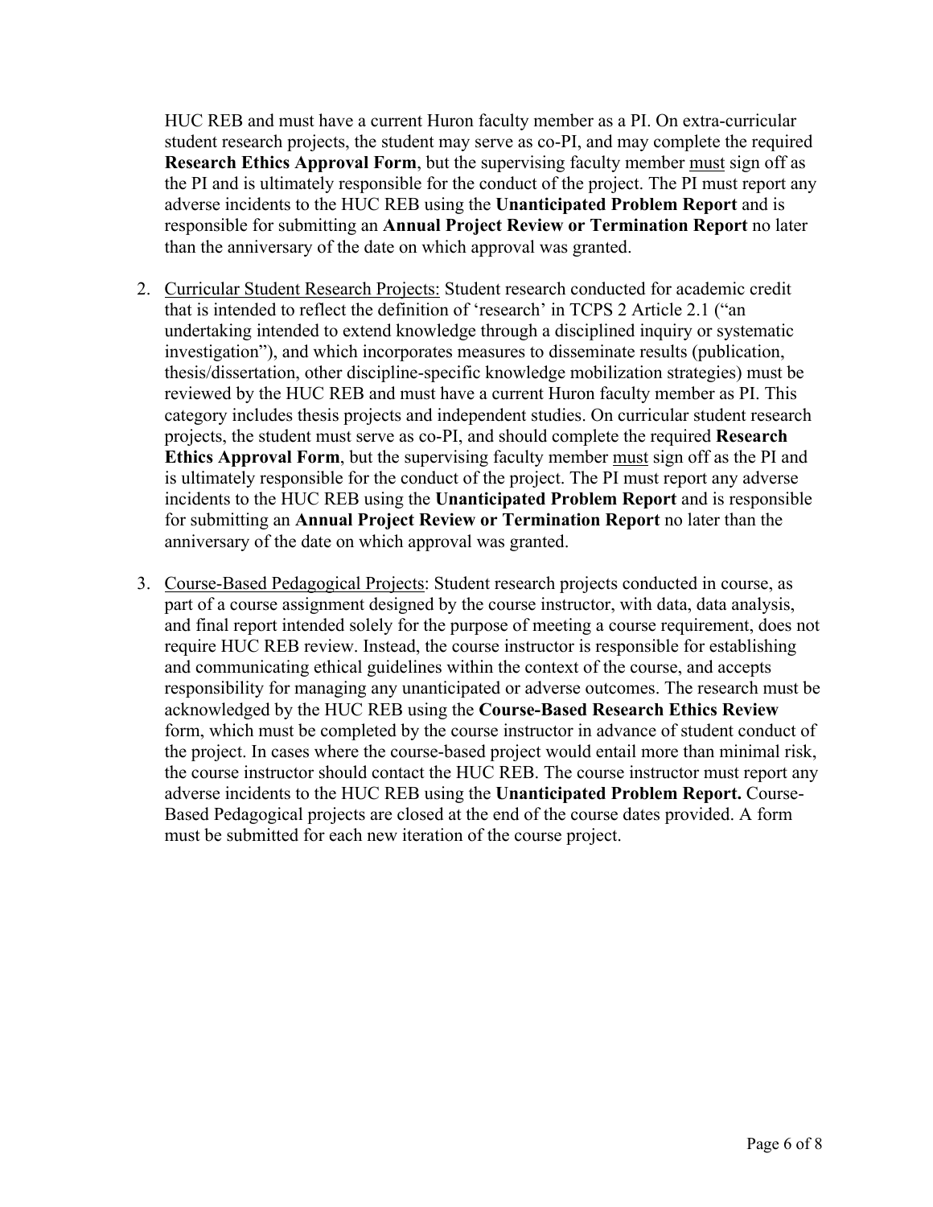HUC REB and must have a current Huron faculty member as a PI. On extra-curricular student research projects, the student may serve as co-PI, and may complete the required **Research Ethics Approval Form**, but the supervising faculty member must sign off as the PI and is ultimately responsible for the conduct of the project. The PI must report any adverse incidents to the HUC REB using the **Unanticipated Problem Report** and is responsible for submitting an **Annual Project Review or Termination Report** no later than the anniversary of the date on which approval was granted.

2. Curricular Student Research Projects: Student research conducted for academic credit that is intended to reflect the definition of 'research' in TCPS 2 Article 2.1 ("an undertaking intended to extend knowledge through a disciplined inquiry or systematic investigation"), and which incorporates measures to disseminate results (publication, thesis/dissertation, other discipline-specific knowledge mobilization strategies) must be reviewed by the HUC REB and must have a current Huron faculty member as PI. This category includes thesis projects and independent studies. On curricular student research projects, the student must serve as co-PI, and should complete the required **Research Ethics Approval Form**, but the supervising faculty member must sign off as the PI and is ultimately responsible for the conduct of the project. The PI must report any adverse incidents to the HUC REB using the **Unanticipated Problem Report** and is responsible for submitting an **Annual Project Review or Termination Report** no later than the anniversary of the date on which approval was granted.

3. Course-Based Pedagogical Projects: Student research projects conducted in course, as part of a course assignment designed by the course instructor, with data, data analysis, and final report intended solely for the purpose of meeting a course requirement, does not require HUC REB review. Instead, the course instructor is responsible for establishing and communicating ethical guidelines within the context of the course, and accepts responsibility for managing any unanticipated or adverse outcomes. The research must be acknowledged by the HUC REB using the **Course-Based Research Ethics Review** form, which must be completed by the course instructor in advance of student conduct of the project. In cases where the course-based project would entail more than minimal risk, the course instructor should contact the HUC REB. The course instructor must report any adverse incidents to the HUC REB using the **Unanticipated Problem Report.** Course-Based Pedagogical projects are closed at the end of the course dates provided. A form must be submitted for each new iteration of the course project.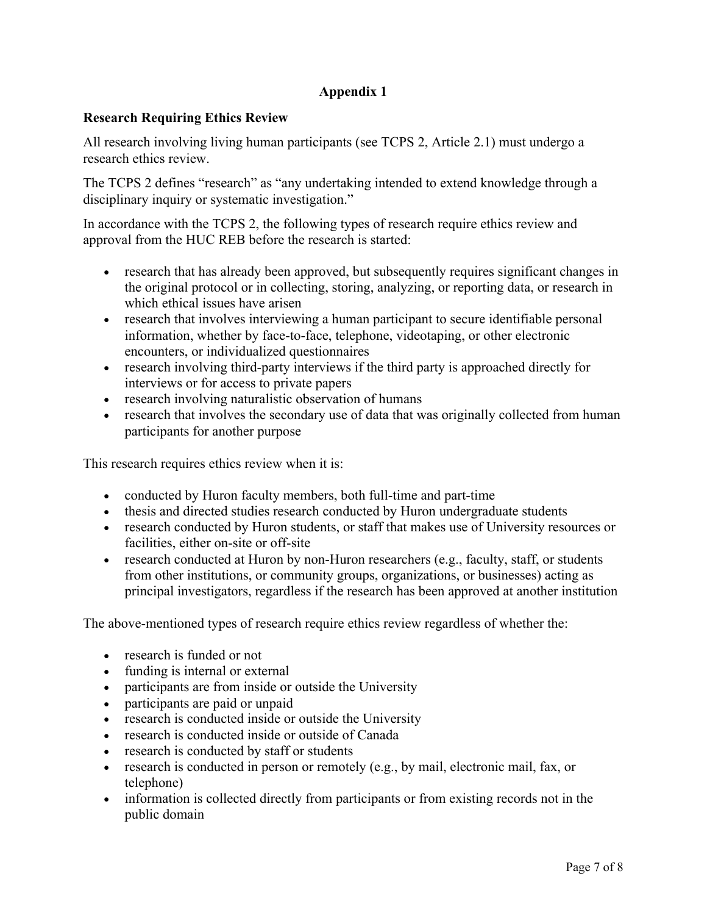# Appendix 1

## Research Requiring Ethics Review

All research involving living human participants (see TCPS 2, Article 2.1) must undergo a research ethics review.

The TCPS 2 defines "research" as "any undertaking intended to extend knowledge through a disciplinary inquiry or systematic investigation."

In accordance with the TCPS 2, the following types of research require ethics review and approval from the HUC REB before the research is started:

- research that has already been approved, but subsequently requires significant changes in the original protocol or in collecting, storing, analyzing, or reporting data, or research in which ethical issues have arisen
- research that involves interviewing a human participant to secure identifiable personal information, whether by face-to-face, telephone, videotaping, or other electronic encounters, or individualized questionnaires
- research involving third-party interviews if the third party is approached directly for interviews or for access to private papers
- research involving naturalistic observation of humans
- research that involves the secondary use of data that was originally collected from human participants for another purpose

This research requires ethics review when it is:

- conducted by Huron faculty members, both full-time and part-time
- thesis and directed studies research conducted by Huron undergraduate students
- research conducted by Huron students, or staff that makes use of University resources or facilities, either on-site or off-site
- research conducted at Huron by non-Huron researchers (e.g., faculty, staff, or students from other institutions, or community groups, organizations, or businesses) acting as principal investigators, regardless if the research has been approved at another institution

The above-mentioned types of research require ethics review regardless of whether the:

- research is funded or not
- funding is internal or external
- participants are from inside or outside the University
- participants are paid or unpaid
- research is conducted inside or outside the University
- research is conducted inside or outside of Canada
- research is conducted by staff or students
- research is conducted in person or remotely (e.g., by mail, electronic mail, fax, or telephone)
- information is collected directly from participants or from existing records not in the public domain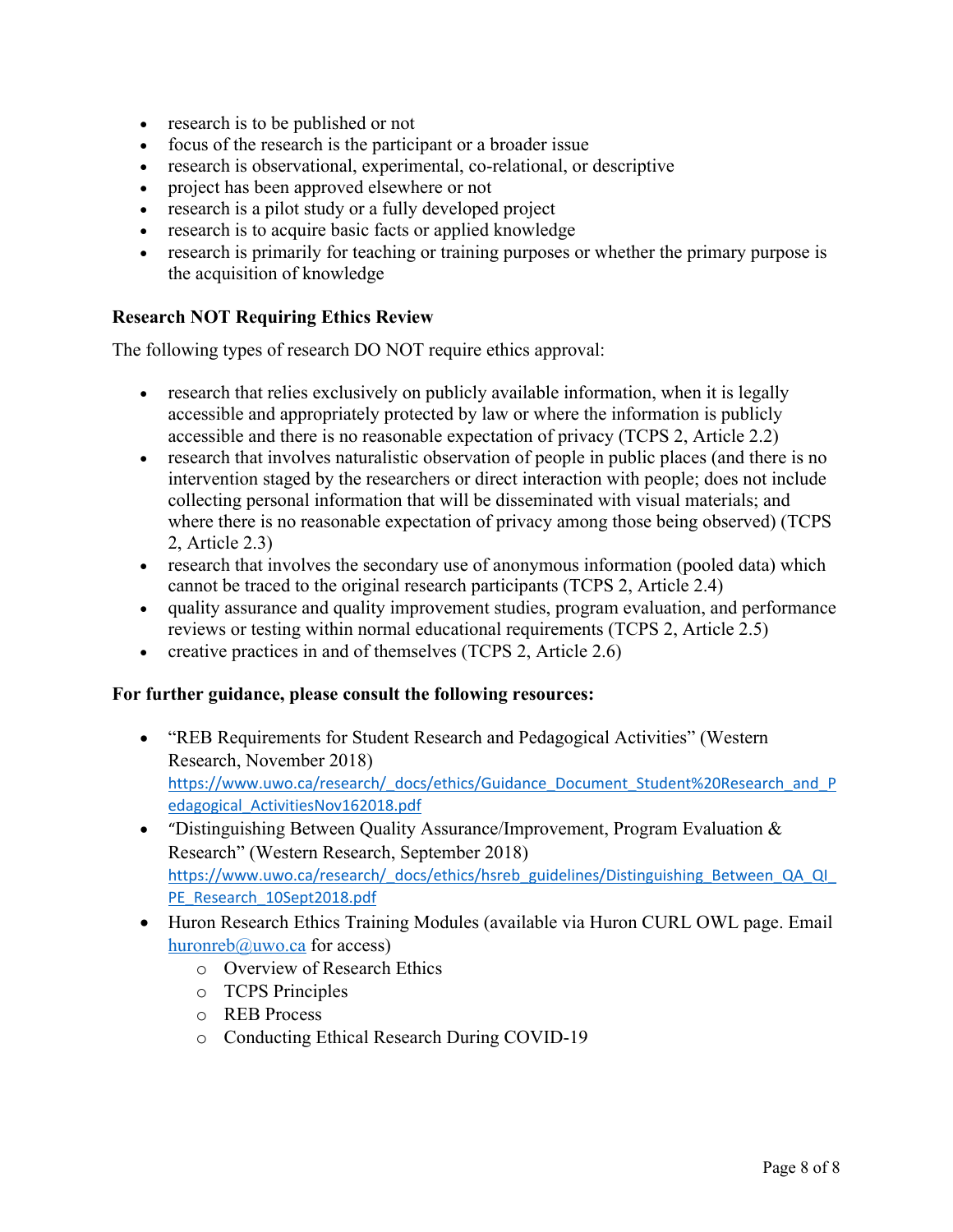- research is to be published or not
- focus of the research is the participant or a broader issue
- research is observational, experimental, co-relational, or descriptive
- project has been approved elsewhere or not
- research is a pilot study or a fully developed project
- research is to acquire basic facts or applied knowledge
- research is primarily for teaching or training purposes or whether the primary purpose is the acquisition of knowledge

**Research NOT Requiring Ethics Review**

The following types of research DO NOT require ethics approval:

- research that relies exclusively on publicly available information, when it is legally accessible and appropriately protected by law or where the information is publicly accessible and there is no reasonable expectation of privacy (TCPS 2, Article 2.2)
- research that involves naturalistic observation of people in public places (and there is no intervention staged by the researchers or direct interaction with people; does not include collecting personal information that will be disseminated with visual materials; and where there is no reasonable expectation of privacy among those being observed) (TCPS 2, Article 2.3)
- research that involves the secondary use of anonymous information (pooled data) which cannot be traced to the original research participants (TCPS 2, Article 2.4)
- quality assurance and quality improvement studies, program evaluation, and performance reviews or testing within normal educational requirements (TCPS 2, Article 2.5)
- creative practices in and of themselves (TCPS 2, Article 2.6)

**For further guidance, please consult the following resources:**

- "REB Requirements for Student Research and Pedagogical Activities" (Western Research, November 2018) https://www.uwo.ca/research/_docs/ethics/Guidance_Document_Student%20Research_and_Pedagogical_ActivitiesNov162018.pdf
- "Distinguishing Between Quality Assurance/Improvement, Program Evaluation & Research" (Western Research, September 2018) https://www.uwo.ca/research/_docs/ethics/hsreb_guidelines/Distinguishing_Between_QA_QI_PE_Research_10Sept2018.pdf
- Huron Research Ethics Training Modules (available via Huron CURL OWL page. Email huronreb@uwo.ca for access)
  - Overview of Research Ethics
  - TCPS Principles
  - REB Process
  - Conducting Ethical Research During COVID-19